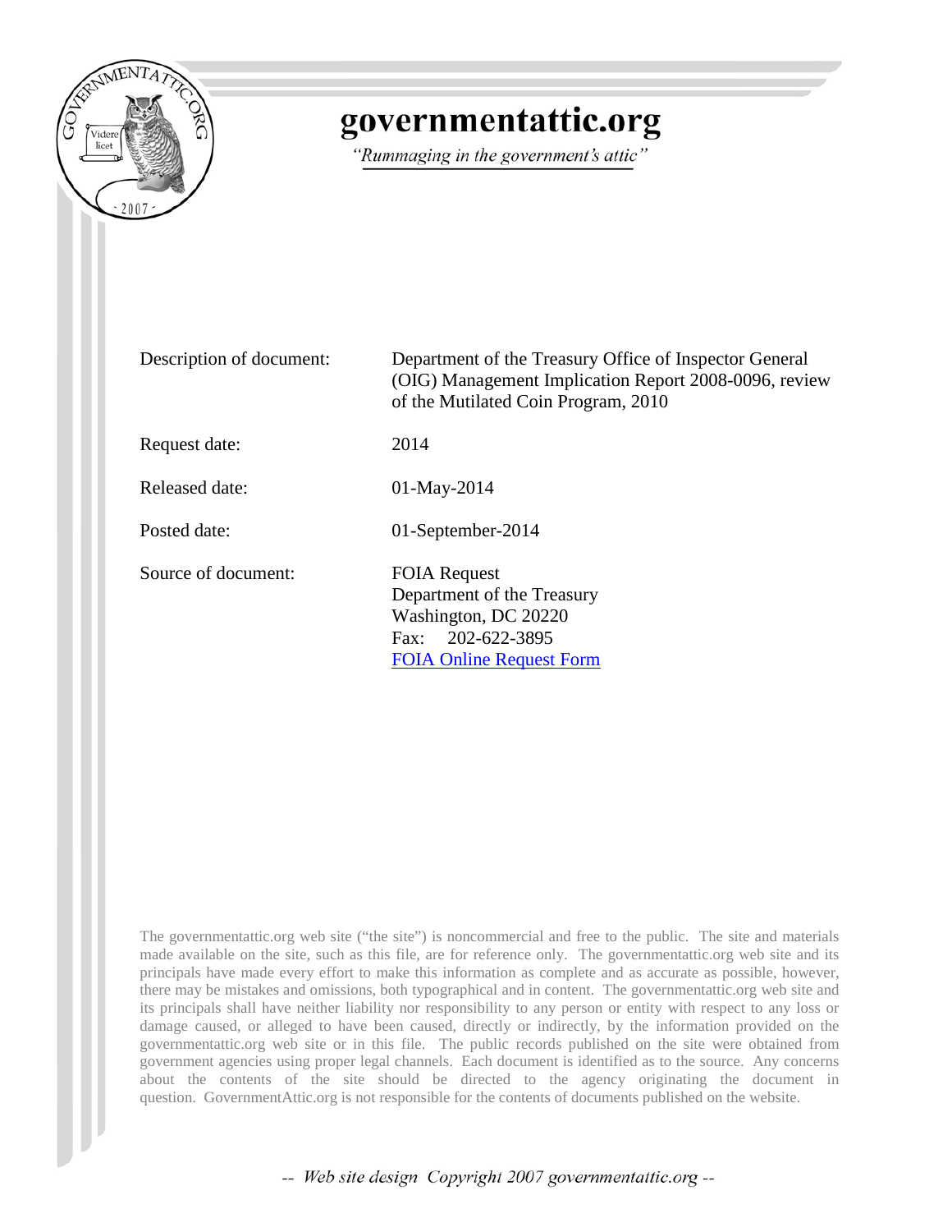# governmentattic.org

*"Rummaging in the government's attic"*

| | |
|---|---|
| Description of document: | Department of the Treasury Office of Inspector General (OIG) Management Implication Report 2008-0096, review of the Mutilated Coin Program, 2010 |
| Request date: | 2014 |
| Released date: | 01-May-2014 |
| Posted date: | 01-September-2014 |
| Source of document: | FOIA Request<br>Department of the Treasury<br>Washington, DC 20220<br>Fax: 202-622-3895<br>FOIA Online Request Form |

The governmentattic.org web site ("the site") is noncommercial and free to the public. The site and materials made available on the site, such as this file, are for reference only. The governmentattic.org web site and its principals have made every effort to make this information as complete and as accurate as possible, however, there may be mistakes and omissions, both typographical and in content. The governmentattic.org web site and its principals shall have neither liability nor responsibility to any person or entity with respect to any loss or damage caused, or alleged to have been caused, directly or indirectly, by the information provided on the governmentattic.org web site or in this file. The public records published on the site were obtained from government agencies using proper legal channels. Each document is identified as to the source. Any concerns about the contents of the site should be directed to the agency originating the document in question. GovernmentAttic.org is not responsible for the contents of documents published on the website.

-- Web site design Copyright 2007 governmentattic.org --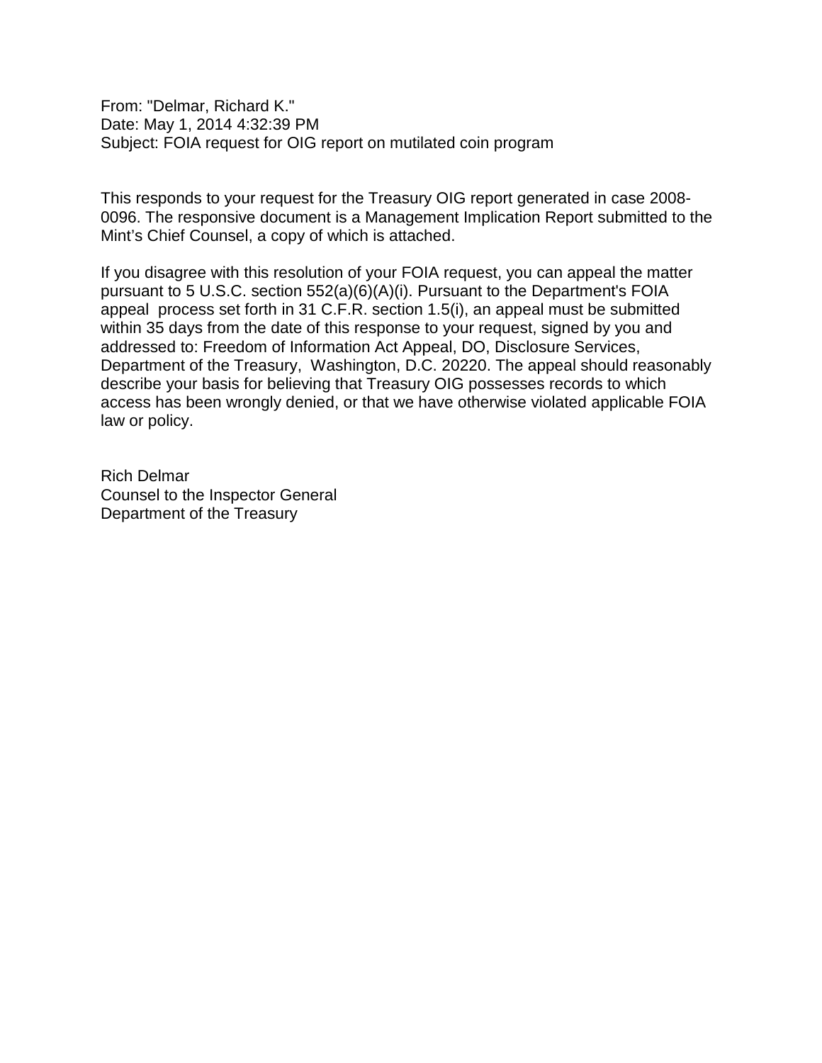From: "Delmar, Richard K."
Date: May 1, 2014 4:32:39 PM
Subject: FOIA request for OIG report on mutilated coin program

This responds to your request for the Treasury OIG report generated in case 2008-0096. The responsive document is a Management Implication Report submitted to the Mint's Chief Counsel, a copy of which is attached.

If you disagree with this resolution of your FOIA request, you can appeal the matter pursuant to 5 U.S.C. section 552(a)(6)(A)(i). Pursuant to the Department's FOIA appeal process set forth in 31 C.F.R. section 1.5(i), an appeal must be submitted within 35 days from the date of this response to your request, signed by you and addressed to: Freedom of Information Act Appeal, DO, Disclosure Services, Department of the Treasury, Washington, D.C. 20220. The appeal should reasonably describe your basis for believing that Treasury OIG possesses records to which access has been wrongly denied, or that we have otherwise violated applicable FOIA law or policy.

Rich Delmar
Counsel to the Inspector General
Department of the Treasury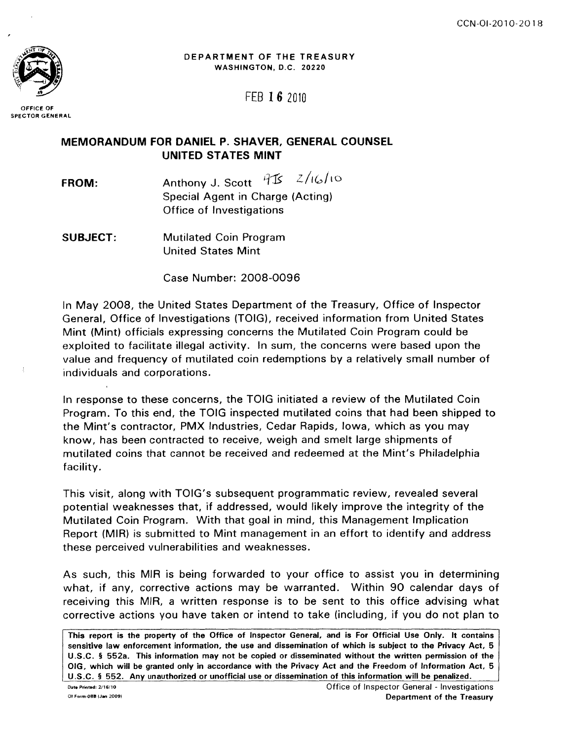CCN-OI-2010-2018

DEPARTMENT OF THE TREASURY
WASHINGTON, D.C. 20220

FEB 16 2010

OFFICE OF
INSPECTOR GENERAL

## MEMORANDUM FOR DANIEL P. SHAVER, GENERAL COUNSEL UNITED STATES MINT

**FROM:** Anthony J. Scott AJS 2/16/10
Special Agent in Charge (Acting)
Office of Investigations

**SUBJECT:** Mutilated Coin Program
United States Mint

Case Number: 2008-0096

In May 2008, the United States Department of the Treasury, Office of Inspector General, Office of Investigations (TOIG), received information from United States Mint (Mint) officials expressing concerns the Mutilated Coin Program could be exploited to facilitate illegal activity. In sum, the concerns were based upon the value and frequency of mutilated coin redemptions by a relatively small number of individuals and corporations.

In response to these concerns, the TOIG initiated a review of the Mutilated Coin Program. To this end, the TOIG inspected mutilated coins that had been shipped to the Mint's contractor, PMX Industries, Cedar Rapids, Iowa, which as you may know, has been contracted to receive, weigh and smelt large shipments of mutilated coins that cannot be received and redeemed at the Mint's Philadelphia facility.

This visit, along with TOIG's subsequent programmatic review, revealed several potential weaknesses that, if addressed, would likely improve the integrity of the Mutilated Coin Program. With that goal in mind, this Management Implication Report (MIR) is submitted to Mint management in an effort to identify and address these perceived vulnerabilities and weaknesses.

As such, this MIR is being forwarded to your office to assist you in determining what, if any, corrective actions may be warranted. Within 90 calendar days of receiving this MIR, a written response is to be sent to this office advising what corrective actions you have taken or intend to take (including, if you do not plan to

**This report is the property of the Office of Inspector General, and is For Official Use Only. It contains sensitive law enforcement information, the use and dissemination of which is subject to the Privacy Act, 5 U.S.C. § 552a. This information may not be copied or disseminated without the written permission of the OIG, which will be granted only in accordance with the Privacy Act and the Freedom of Information Act, 5 U.S.C. § 552. Any unauthorized or unofficial use or dissemination of this information will be penalized.**

Date Printed: 2/16/10
OI Form-08B (Jan 2009)

Office of Inspector General - Investigations
**Department of the Treasury**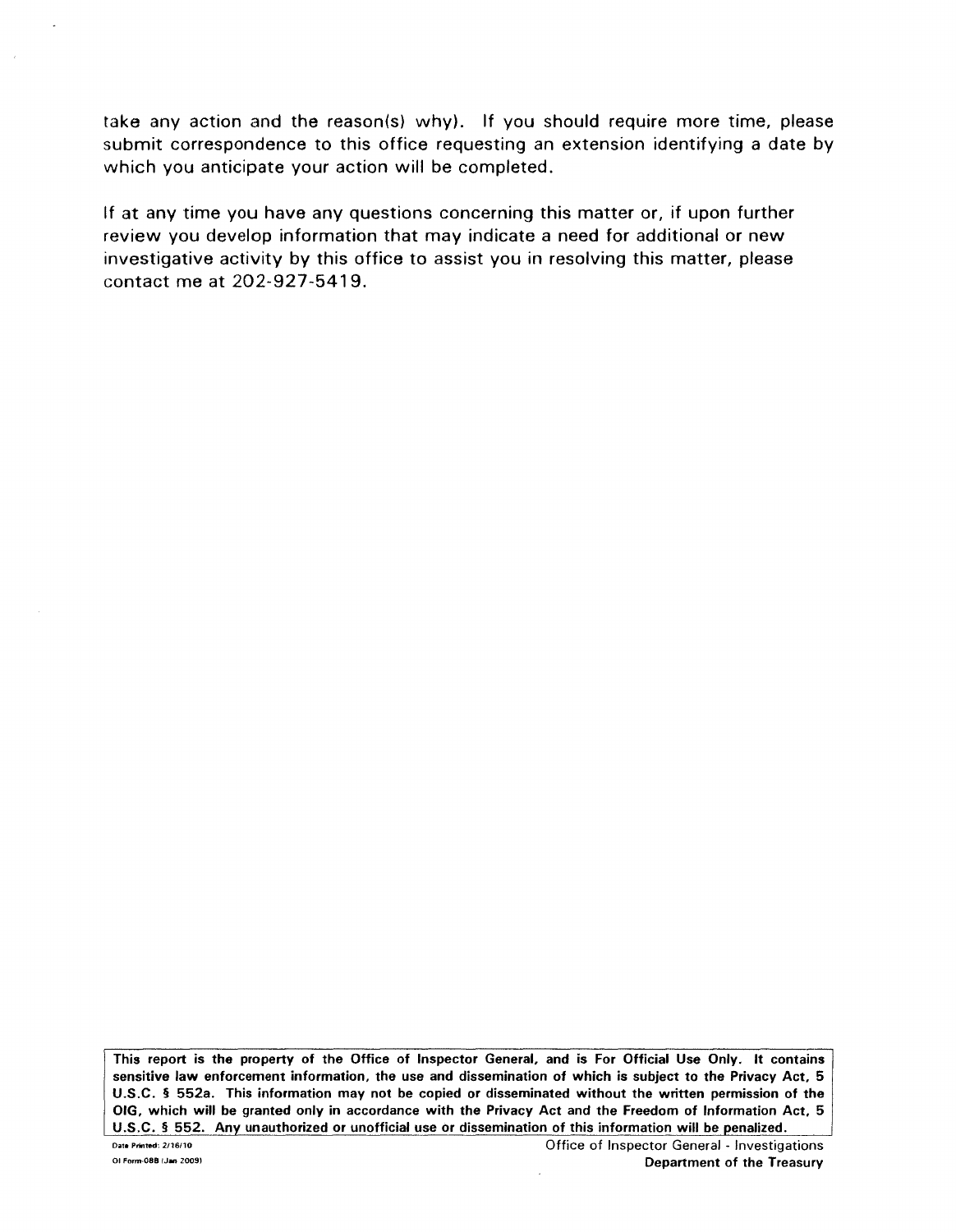take any action and the reason(s) why). If you should require more time, please submit correspondence to this office requesting an extension identifying a date by which you anticipate your action will be completed.

If at any time you have any questions concerning this matter or, if upon further review you develop information that may indicate a need for additional or new investigative activity by this office to assist you in resolving this matter, please contact me at 202-927-5419.

**This report is the property of the Office of Inspector General, and is For Official Use Only. It contains sensitive law enforcement information, the use and dissemination of which is subject to the Privacy Act, 5 U.S.C. § 552a. This information may not be copied or disseminated without the written permission of the OIG, which will be granted only in accordance with the Privacy Act and the Freedom of Information Act, 5 U.S.C. § 552. Any unauthorized or unofficial use or dissemination of this information will be penalized.**

Date Printed: 2/16/10
OI Form-08B (Jan 2009)

Office of Inspector General - Investigations
**Department of the Treasury**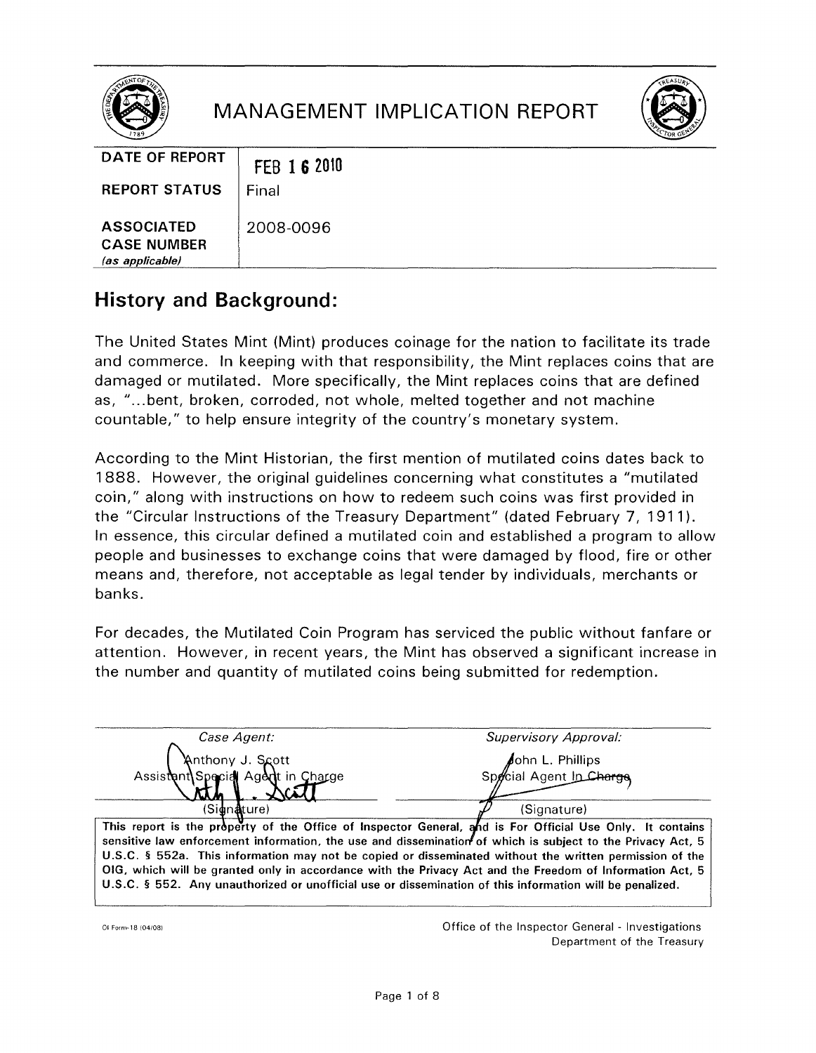# MANAGEMENT IMPLICATION REPORT

| | |
|---|---|
| **DATE OF REPORT** | FEB 16 2010 |
| **REPORT STATUS** | Final |
| **ASSOCIATED CASE NUMBER** *(as applicable)* | 2008-0096 |

## History and Background:

The United States Mint (Mint) produces coinage for the nation to facilitate its trade and commerce. In keeping with that responsibility, the Mint replaces coins that are damaged or mutilated. More specifically, the Mint replaces coins that are defined as, "...bent, broken, corroded, not whole, melted together and not machine countable," to help ensure integrity of the country's monetary system.

According to the Mint Historian, the first mention of mutilated coins dates back to 1888. However, the original guidelines concerning what constitutes a "mutilated coin," along with instructions on how to redeem such coins was first provided in the "Circular Instructions of the Treasury Department" (dated February 7, 1911). In essence, this circular defined a mutilated coin and established a program to allow people and businesses to exchange coins that were damaged by flood, fire or other means and, therefore, not acceptable as legal tender by individuals, merchants or banks.

For decades, the Mutilated Coin Program has serviced the public without fanfare or attention. However, in recent years, the Mint has observed a significant increase in the number and quantity of mutilated coins being submitted for redemption.

| *Case Agent:* | *Supervisory Approval:* |
|---|---|
| Anthony J. Scott<br>Assistant Special Agent in Charge | John L. Phillips<br>Special Agent In Charge |
| (Signature) | (Signature) |

**This report is the property of the Office of Inspector General, and is For Official Use Only. It contains sensitive law enforcement information, the use and dissemination of which is subject to the Privacy Act, 5 U.S.C. § 552a. This information may not be copied or disseminated without the written permission of the OIG, which will be granted only in accordance with the Privacy Act and the Freedom of Information Act, 5 U.S.C. § 552. Any unauthorized or unofficial use or dissemination of this information will be penalized.**

OI Form-18 (04/08)

Office of the Inspector General - Investigations
Department of the Treasury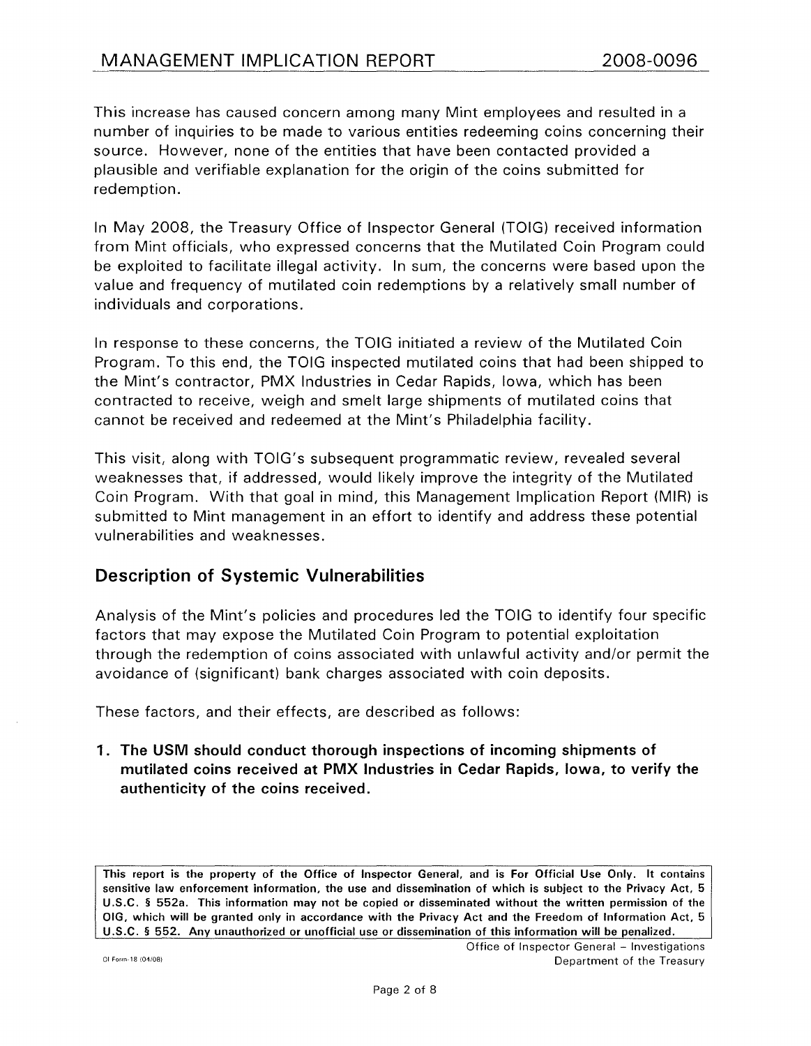This increase has caused concern among many Mint employees and resulted in a number of inquiries to be made to various entities redeeming coins concerning their source. However, none of the entities that have been contacted provided a plausible and verifiable explanation for the origin of the coins submitted for redemption.

In May 2008, the Treasury Office of Inspector General (TOIG) received information from Mint officials, who expressed concerns that the Mutilated Coin Program could be exploited to facilitate illegal activity. In sum, the concerns were based upon the value and frequency of mutilated coin redemptions by a relatively small number of individuals and corporations.

In response to these concerns, the TOIG initiated a review of the Mutilated Coin Program. To this end, the TOIG inspected mutilated coins that had been shipped to the Mint's contractor, PMX Industries in Cedar Rapids, Iowa, which has been contracted to receive, weigh and smelt large shipments of mutilated coins that cannot be received and redeemed at the Mint's Philadelphia facility.

This visit, along with TOIG's subsequent programmatic review, revealed several weaknesses that, if addressed, would likely improve the integrity of the Mutilated Coin Program. With that goal in mind, this Management Implication Report (MIR) is submitted to Mint management in an effort to identify and address these potential vulnerabilities and weaknesses.

## Description of Systemic Vulnerabilities

Analysis of the Mint's policies and procedures led the TOIG to identify four specific factors that may expose the Mutilated Coin Program to potential exploitation through the redemption of coins associated with unlawful activity and/or permit the avoidance of (significant) bank charges associated with coin deposits.

These factors, and their effects, are described as follows:

1. **The USM should conduct thorough inspections of incoming shipments of mutilated coins received at PMX Industries in Cedar Rapids, Iowa, to verify the authenticity of the coins received.**

This report is the property of the Office of Inspector General, and is For Official Use Only. It contains sensitive law enforcement information, the use and dissemination of which is subject to the Privacy Act, 5 U.S.C. § 552a. This information may not be copied or disseminated without the written permission of the OIG, which will be granted only in accordance with the Privacy Act and the Freedom of Information Act, 5 U.S.C. § 552. Any unauthorized or unofficial use or dissemination of this information will be penalized.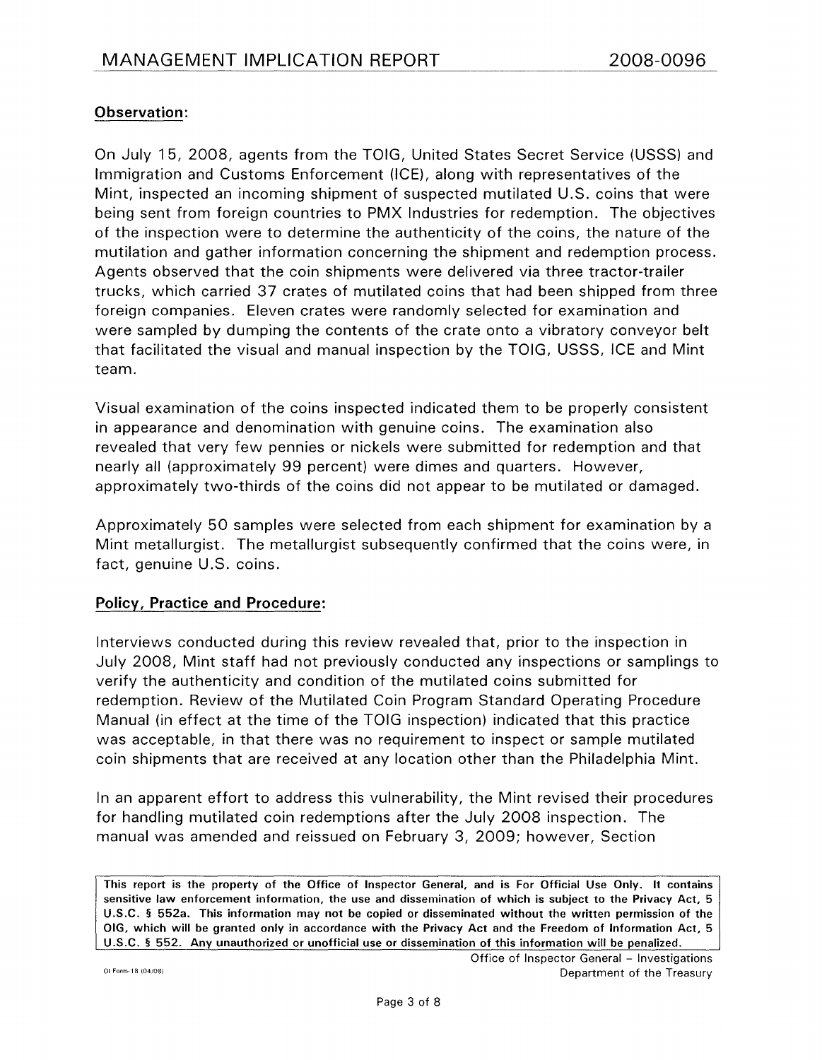## Observation:

On July 15, 2008, agents from the TOIG, United States Secret Service (USSS) and Immigration and Customs Enforcement (ICE), along with representatives of the Mint, inspected an incoming shipment of suspected mutilated U.S. coins that were being sent from foreign countries to PMX Industries for redemption. The objectives of the inspection were to determine the authenticity of the coins, the nature of the mutilation and gather information concerning the shipment and redemption process. Agents observed that the coin shipments were delivered via three tractor-trailer trucks, which carried 37 crates of mutilated coins that had been shipped from three foreign companies. Eleven crates were randomly selected for examination and were sampled by dumping the contents of the crate onto a vibratory conveyor belt that facilitated the visual and manual inspection by the TOIG, USSS, ICE and Mint team.

Visual examination of the coins inspected indicated them to be properly consistent in appearance and denomination with genuine coins. The examination also revealed that very few pennies or nickels were submitted for redemption and that nearly all (approximately 99 percent) were dimes and quarters. However, approximately two-thirds of the coins did not appear to be mutilated or damaged.

Approximately 50 samples were selected from each shipment for examination by a Mint metallurgist. The metallurgist subsequently confirmed that the coins were, in fact, genuine U.S. coins.

## Policy, Practice and Procedure:

Interviews conducted during this review revealed that, prior to the inspection in July 2008, Mint staff had not previously conducted any inspections or samplings to verify the authenticity and condition of the mutilated coins submitted for redemption. Review of the Mutilated Coin Program Standard Operating Procedure Manual (in effect at the time of the TOIG inspection) indicated that this practice was acceptable, in that there was no requirement to inspect or sample mutilated coin shipments that are received at any location other than the Philadelphia Mint.

In an apparent effort to address this vulnerability, the Mint revised their procedures for handling mutilated coin redemptions after the July 2008 inspection. The manual was amended and reissued on February 3, 2009; however, Section

**This report is the property of the Office of Inspector General, and is For Official Use Only. It contains sensitive law enforcement information, the use and dissemination of which is subject to the Privacy Act, 5 U.S.C. § 552a. This information may not be copied or disseminated without the written permission of the OIG, which will be granted only in accordance with the Privacy Act and the Freedom of Information Act, 5 U.S.C. § 552. Any unauthorized or unofficial use or dissemination of this information will be penalized.**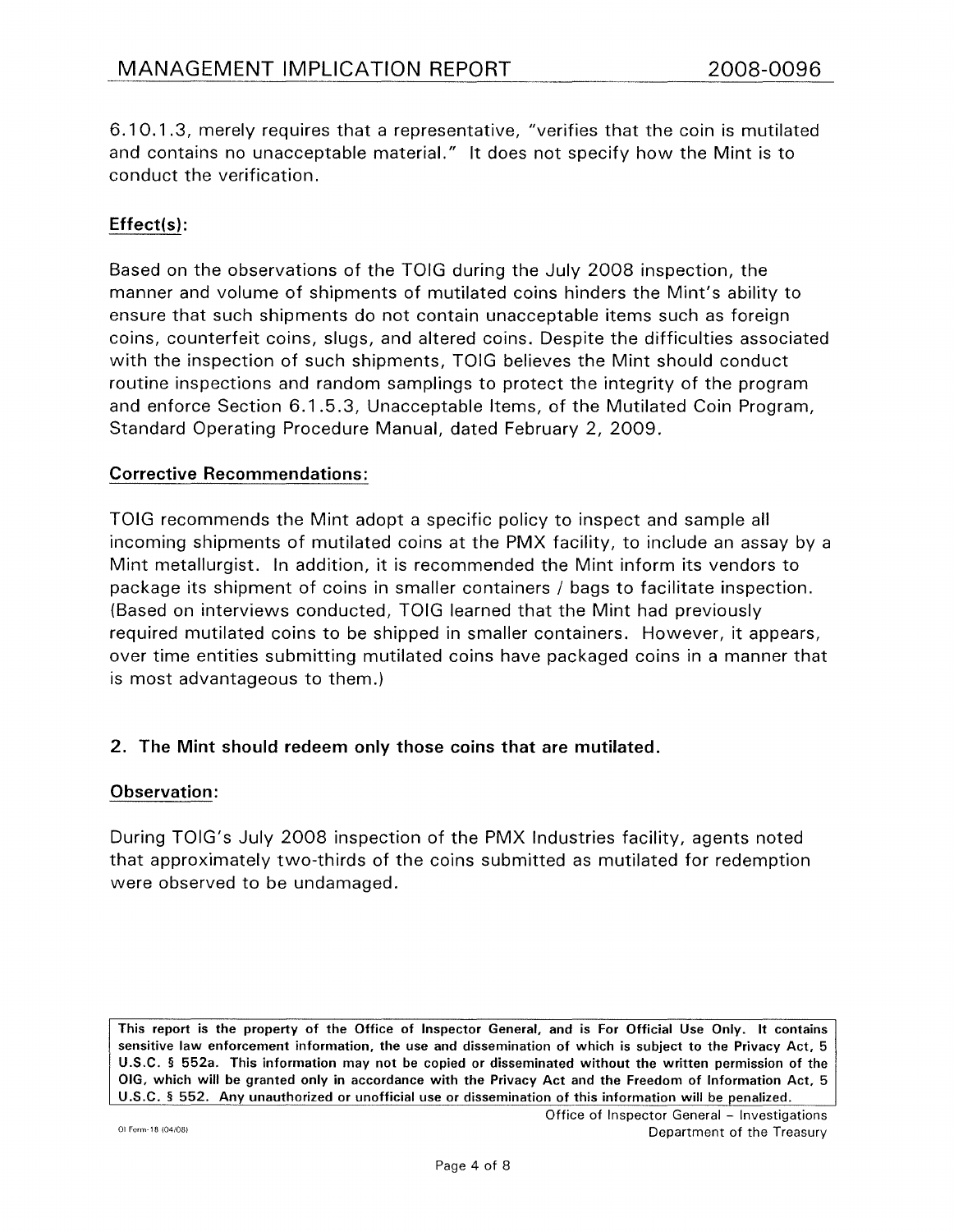6.10.1.3, merely requires that a representative, "verifies that the coin is mutilated and contains no unacceptable material." It does not specify how the Mint is to conduct the verification.

**Effect(s):**

Based on the observations of the TOIG during the July 2008 inspection, the manner and volume of shipments of mutilated coins hinders the Mint's ability to ensure that such shipments do not contain unacceptable items such as foreign coins, counterfeit coins, slugs, and altered coins. Despite the difficulties associated with the inspection of such shipments, TOIG believes the Mint should conduct routine inspections and random samplings to protect the integrity of the program and enforce Section 6.1.5.3, Unacceptable Items, of the Mutilated Coin Program, Standard Operating Procedure Manual, dated February 2, 2009.

**Corrective Recommendations:**

TOIG recommends the Mint adopt a specific policy to inspect and sample all incoming shipments of mutilated coins at the PMX facility, to include an assay by a Mint metallurgist. In addition, it is recommended the Mint inform its vendors to package its shipment of coins in smaller containers / bags to facilitate inspection. (Based on interviews conducted, TOIG learned that the Mint had previously required mutilated coins to be shipped in smaller containers. However, it appears, over time entities submitting mutilated coins have packaged coins in a manner that is most advantageous to them.)

**2. The Mint should redeem only those coins that are mutilated.**

**Observation:**

During TOIG's July 2008 inspection of the PMX Industries facility, agents noted that approximately two-thirds of the coins submitted as mutilated for redemption were observed to be undamaged.

**This report is the property of the Office of Inspector General, and is For Official Use Only. It contains sensitive law enforcement information, the use and dissemination of which is subject to the Privacy Act, 5 U.S.C. § 552a. This information may not be copied or disseminated without the written permission of the OIG, which will be granted only in accordance with the Privacy Act and the Freedom of Information Act, 5 U.S.C. § 552. Any unauthorized or unofficial use or dissemination of this information will be penalized.**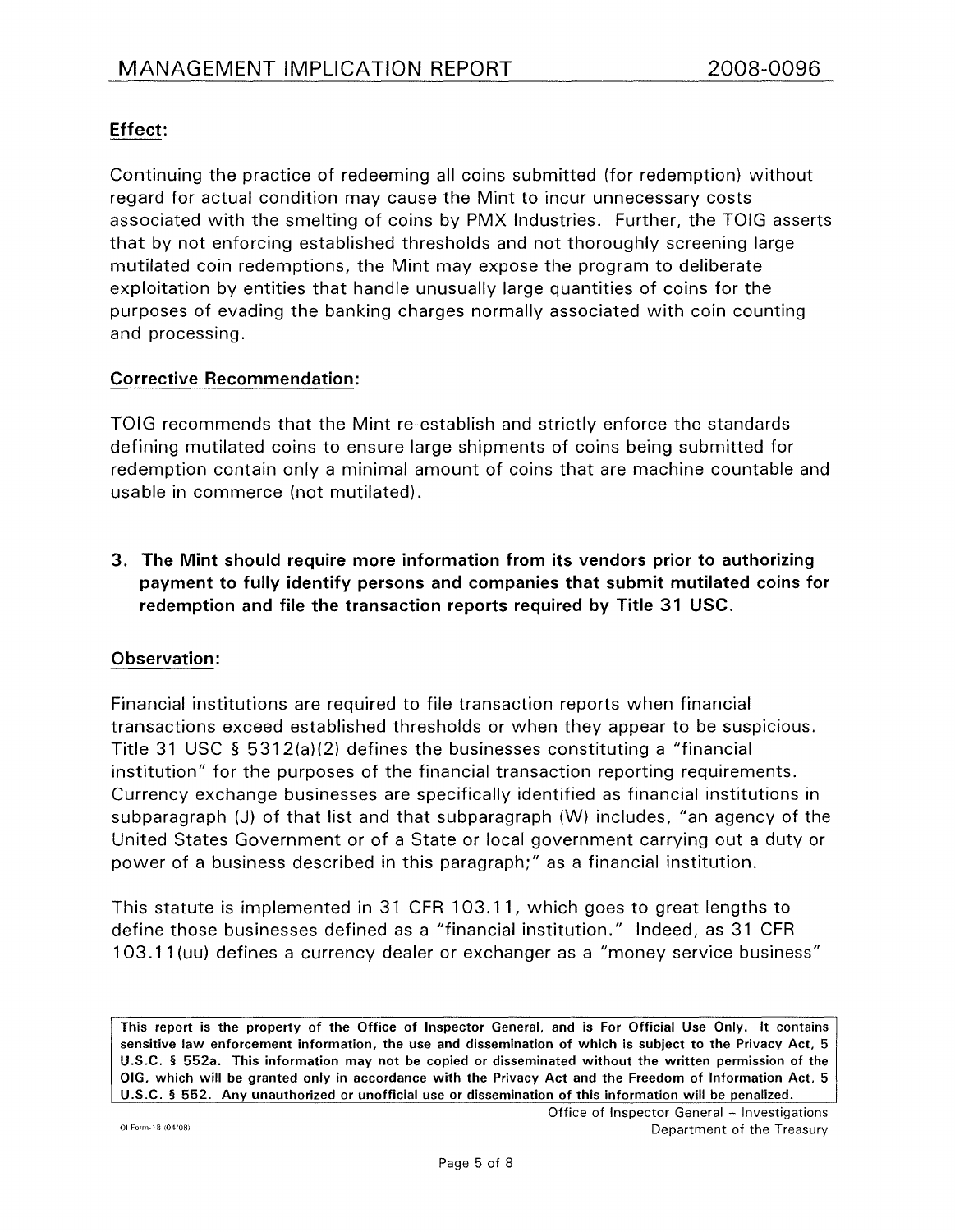**Effect:**

Continuing the practice of redeeming all coins submitted (for redemption) without regard for actual condition may cause the Mint to incur unnecessary costs associated with the smelting of coins by PMX Industries. Further, the TOIG asserts that by not enforcing established thresholds and not thoroughly screening large mutilated coin redemptions, the Mint may expose the program to deliberate exploitation by entities that handle unusually large quantities of coins for the purposes of evading the banking charges normally associated with coin counting and processing.

**Corrective Recommendation:**

TOIG recommends that the Mint re-establish and strictly enforce the standards defining mutilated coins to ensure large shipments of coins being submitted for redemption contain only a minimal amount of coins that are machine countable and usable in commerce (not mutilated).

3. **The Mint should require more information from its vendors prior to authorizing payment to fully identify persons and companies that submit mutilated coins for redemption and file the transaction reports required by Title 31 USC.**

**Observation:**

Financial institutions are required to file transaction reports when financial transactions exceed established thresholds or when they appear to be suspicious. Title 31 USC § 5312(a)(2) defines the businesses constituting a "financial institution" for the purposes of the financial transaction reporting requirements. Currency exchange businesses are specifically identified as financial institutions in subparagraph (J) of that list and that subparagraph (W) includes, "an agency of the United States Government or of a State or local government carrying out a duty or power of a business described in this paragraph;" as a financial institution.

This statute is implemented in 31 CFR 103.11, which goes to great lengths to define those businesses defined as a "financial institution." Indeed, as 31 CFR 103.11(uu) defines a currency dealer or exchanger as a "money service business"

This report is the property of the Office of Inspector General, and is For Official Use Only. It contains sensitive law enforcement information, the use and dissemination of which is subject to the Privacy Act, 5 U.S.C. § 552a. This information may not be copied or disseminated without the written permission of the OIG, which will be granted only in accordance with the Privacy Act and the Freedom of Information Act, 5 U.S.C. § 552. Any unauthorized or unofficial use or dissemination of this information will be penalized.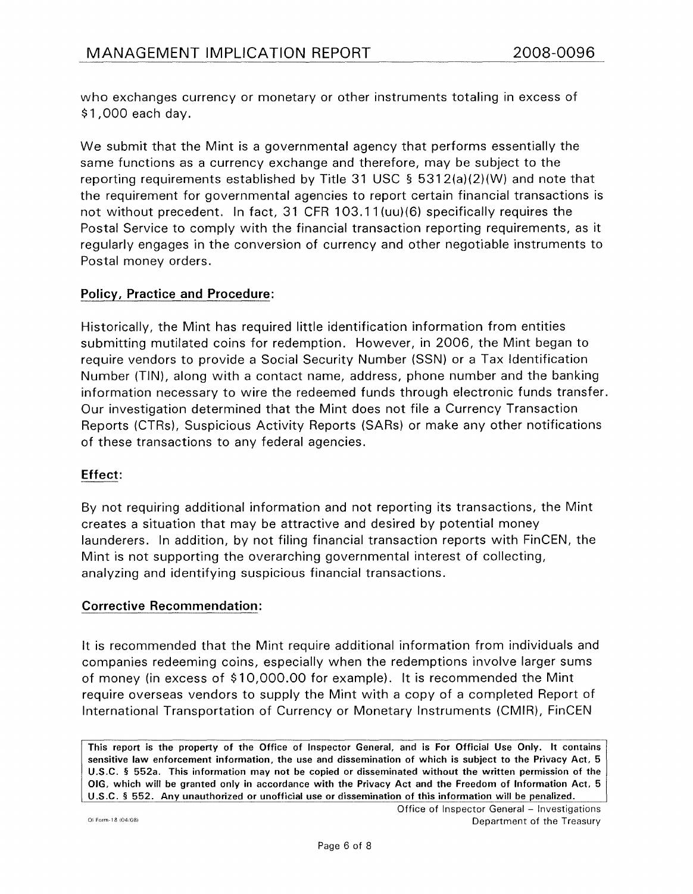who exchanges currency or monetary or other instruments totaling in excess of $1,000 each day.

We submit that the Mint is a governmental agency that performs essentially the same functions as a currency exchange and therefore, may be subject to the reporting requirements established by Title 31 USC § 5312(a)(2)(W) and note that the requirement for governmental agencies to report certain financial transactions is not without precedent. In fact, 31 CFR 103.11(uu)(6) specifically requires the Postal Service to comply with the financial transaction reporting requirements, as it regularly engages in the conversion of currency and other negotiable instruments to Postal money orders.

**Policy, Practice and Procedure:**

Historically, the Mint has required little identification information from entities submitting mutilated coins for redemption. However, in 2006, the Mint began to require vendors to provide a Social Security Number (SSN) or a Tax Identification Number (TIN), along with a contact name, address, phone number and the banking information necessary to wire the redeemed funds through electronic funds transfer. Our investigation determined that the Mint does not file a Currency Transaction Reports (CTRs), Suspicious Activity Reports (SARs) or make any other notifications of these transactions to any federal agencies.

**Effect:**

By not requiring additional information and not reporting its transactions, the Mint creates a situation that may be attractive and desired by potential money launderers. In addition, by not filing financial transaction reports with FinCEN, the Mint is not supporting the overarching governmental interest of collecting, analyzing and identifying suspicious financial transactions.

**Corrective Recommendation:**

It is recommended that the Mint require additional information from individuals and companies redeeming coins, especially when the redemptions involve larger sums of money (in excess of $10,000.00 for example). It is recommended the Mint require overseas vendors to supply the Mint with a copy of a completed Report of International Transportation of Currency or Monetary Instruments (CMIR), FinCEN

**This report is the property of the Office of Inspector General, and is For Official Use Only. It contains sensitive law enforcement information, the use and dissemination of which is subject to the Privacy Act, 5 U.S.C. § 552a. This information may not be copied or disseminated without the written permission of the OIG, which will be granted only in accordance with the Privacy Act and the Freedom of Information Act, 5 U.S.C. § 552. Any unauthorized or unofficial use or dissemination of this information will be penalized.**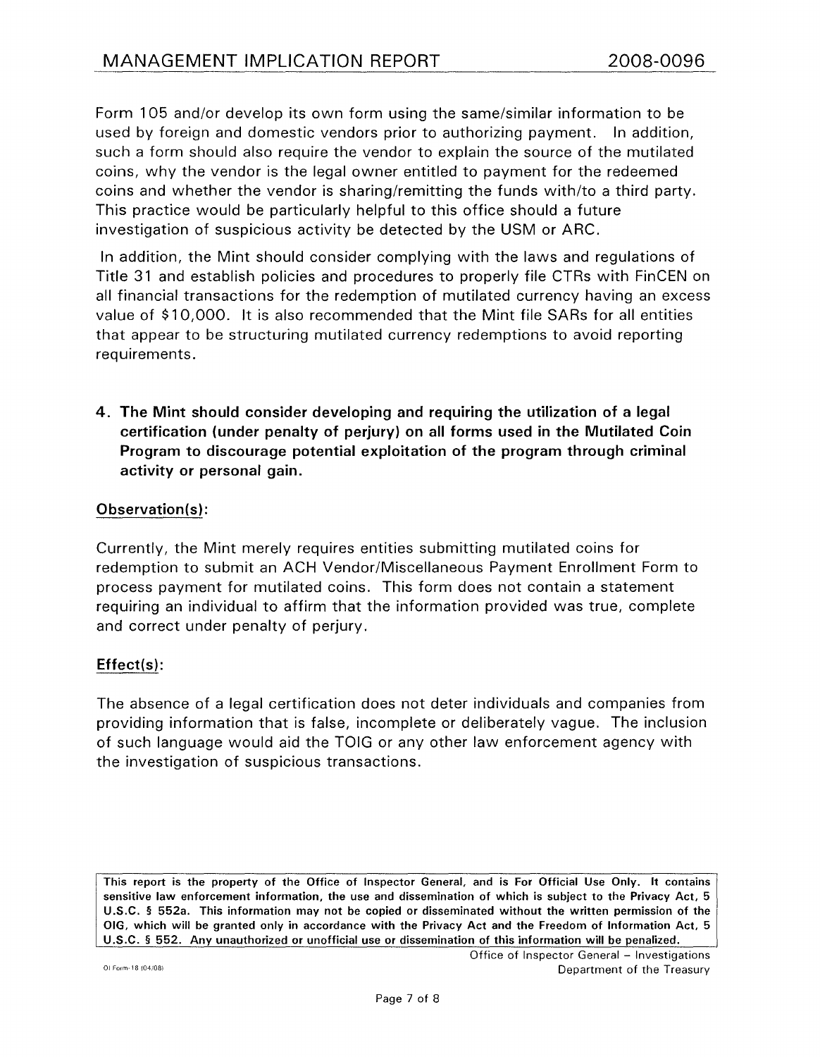Form 105 and/or develop its own form using the same/similar information to be used by foreign and domestic vendors prior to authorizing payment. In addition, such a form should also require the vendor to explain the source of the mutilated coins, why the vendor is the legal owner entitled to payment for the redeemed coins and whether the vendor is sharing/remitting the funds with/to a third party. This practice would be particularly helpful to this office should a future investigation of suspicious activity be detected by the USM or ARC.

In addition, the Mint should consider complying with the laws and regulations of Title 31 and establish policies and procedures to properly file CTRs with FinCEN on all financial transactions for the redemption of mutilated currency having an excess value of $10,000. It is also recommended that the Mint file SARs for all entities that appear to be structuring mutilated currency redemptions to avoid reporting requirements.

**4. The Mint should consider developing and requiring the utilization of a legal certification (under penalty of perjury) on all forms used in the Mutilated Coin Program to discourage potential exploitation of the program through criminal activity or personal gain.**

**Observation(s):**

Currently, the Mint merely requires entities submitting mutilated coins for redemption to submit an ACH Vendor/Miscellaneous Payment Enrollment Form to process payment for mutilated coins. This form does not contain a statement requiring an individual to affirm that the information provided was true, complete and correct under penalty of perjury.

**Effect(s):**

The absence of a legal certification does not deter individuals and companies from providing information that is false, incomplete or deliberately vague. The inclusion of such language would aid the TOIG or any other law enforcement agency with the investigation of suspicious transactions.

**This report is the property of the Office of Inspector General, and is For Official Use Only. It contains sensitive law enforcement information, the use and dissemination of which is subject to the Privacy Act, 5 U.S.C. § 552a. This information may not be copied or disseminated without the written permission of the OIG, which will be granted only in accordance with the Privacy Act and the Freedom of Information Act, 5 U.S.C. § 552. Any unauthorized or unofficial use or dissemination of this information will be penalized.**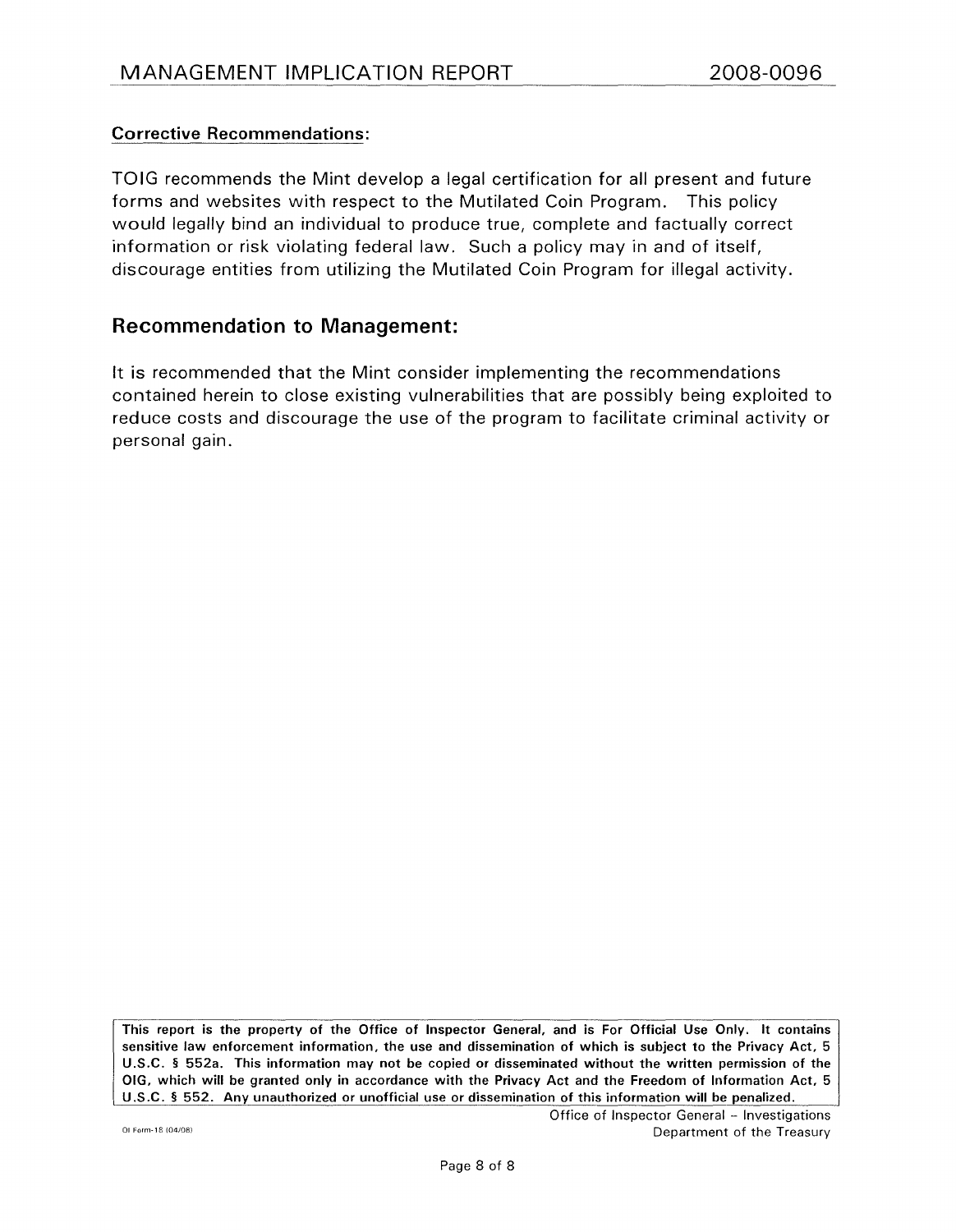**Corrective Recommendations:**

TOIG recommends the Mint develop a legal certification for all present and future forms and websites with respect to the Mutilated Coin Program. This policy would legally bind an individual to produce true, complete and factually correct information or risk violating federal law. Such a policy may in and of itself, discourage entities from utilizing the Mutilated Coin Program for illegal activity.

## Recommendation to Management:

It is recommended that the Mint consider implementing the recommendations contained herein to close existing vulnerabilities that are possibly being exploited to reduce costs and discourage the use of the program to facilitate criminal activity or personal gain.

**This report is the property of the Office of Inspector General, and is For Official Use Only. It contains sensitive law enforcement information, the use and dissemination of which is subject to the Privacy Act, 5 U.S.C. § 552a. This information may not be copied or disseminated without the written permission of the OIG, which will be granted only in accordance with the Privacy Act and the Freedom of Information Act, 5 U.S.C. § 552. Any unauthorized or unofficial use or dissemination of this information will be penalized.**